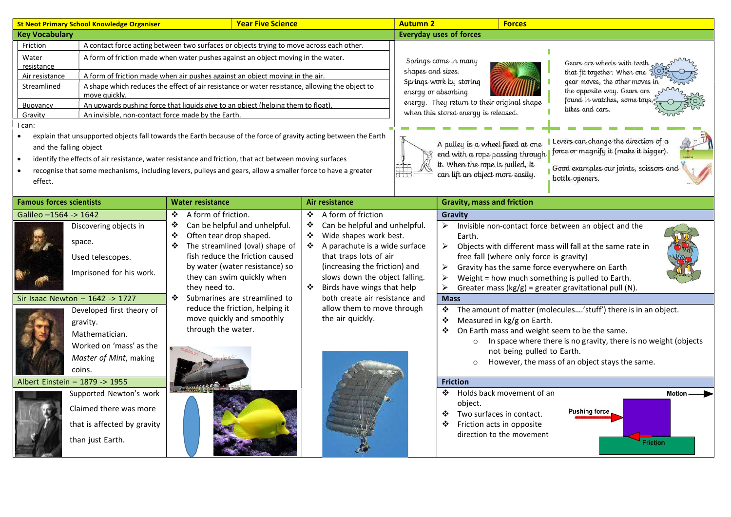**St Neot Primary School Knowledge Organiser** | **Year Five Science** | **Autumn 2** | **Forces**

## Key Vocabulary

| | |
|---|---|
| Friction | A contact force acting between two surfaces or objects trying to move across each other. |
| Water resistance | A form of friction made when water pushes against an object moving in the water. |
| Air resistance | A form of friction made when air pushes against an object moving in the air. |
| Streamlined | A shape which reduces the effect of air resistance or water resistance, allowing the object to move quickly. |
| Buoyancy | An upwards pushing force that liquids give to an object (helping them to float). |
| Gravity | An invisible, non-contact force made by the Earth. |

I can:

- explain that unsupported objects fall towards the Earth because of the force of gravity acting between the Earth and the falling object
- identify the effects of air resistance, water resistance and friction, that act between moving surfaces
- recognise that some mechanisms, including levers, pulleys and gears, allow a smaller force to have a greater effect.

## Everyday uses of forces

Springs come in many shapes and sizes. Springs work by storing energy or absorbing energy. They return to their original shape when this stored energy is released.

Gears are wheels with teeth that fit together. When one gear moves, the other moves in the opposite way. Gears are found in watches, some toys, bikes and cars.

A pulley is a wheel fixed at one end with a rope passing through it. When the rope is pulled, it can lift an object more easily.

Levers can change the direction of a force or magnify it (make it bigger).

Good examples our joints, scissors and bottle openers.

## Famous forces scientists

**Galileo –1564 -> 1642**

Discovering objects in space.

Used telescopes.

Imprisoned for his work.

**Sir Isaac Newton – 1642 -> 1727**

Developed first theory of gravity.

Mathematician.

Worked on 'mass' as the *Master of Mint*, making coins.

**Albert Einstein – 1879 -> 1955**

Supported Newton's work

Claimed there was more that is affected by gravity than just Earth.

## Water resistance

- A form of friction.
- Can be helpful and unhelpful.
- Often tear drop shaped.
- The streamlined (oval) shape of fish reduce the friction caused by water (water resistance) so they can swim quickly when they need to.
- Submarines are streamlined to reduce the friction, helping it move quickly and smoothly through the water.

## Air resistance

- A form of friction
- Can be helpful and unhelpful.
- Wide shapes work best.
- A parachute is a wide surface that traps lots of air (increasing the friction) and slows down the object falling.
- Birds have wings that help both create air resistance and allow them to move through the air quickly.

## Gravity, mass and friction

### Gravity

- Invisible non-contact force between an object and the Earth.
- Objects with different mass will fall at the same rate in free fall (where only force is gravity)
- Gravity has the same force everywhere on Earth
- Weight = how much something is pulled to Earth.
- Greater mass (kg/g) = greater gravitational pull (N).

### Mass

- The amount of matter (molecules….'stuff') there is in an object.
- Measured in kg/g on Earth.
- On Earth mass and weight seem to be the same.
  - In space where there is no gravity, there is no weight (objects not being pulled to Earth.
  - However, the mass of an object stays the same.

### Friction

- Holds back movement of an object.
- Two surfaces in contact.
- Friction acts in opposite direction to the movement

Motion

Pushing force

Friction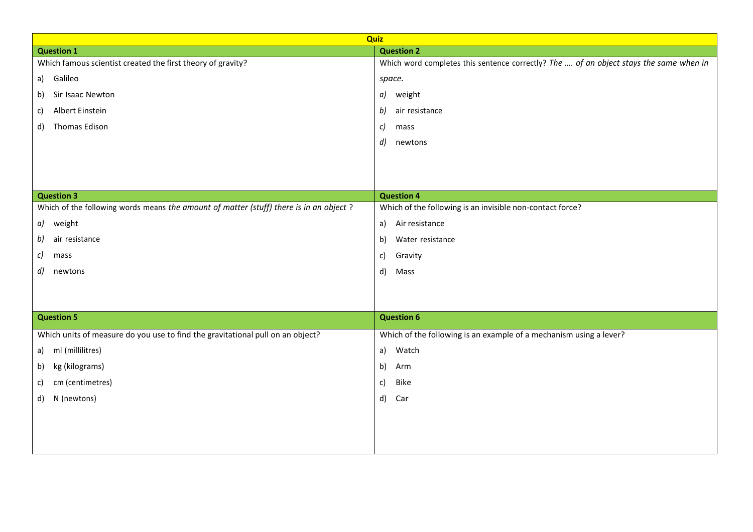# Quiz

## Question 1

Which famous scientist created the first theory of gravity?

a) Galileo

b) Sir Isaac Newton

c) Albert Einstein

d) Thomas Edison

## Question 2

Which word completes this sentence correctly? *The …. of an object stays the same when in space.*

*a)* weight

*b)* air resistance

*c)* mass

*d)* newtons

## Question 3

Which of the following words means *the amount of matter (stuff) there is in an object* ?

*a)* weight

*b)* air resistance

*c)* mass

*d)* newtons

## Question 4

Which of the following is an invisible non-contact force?

a) Air resistance

b) Water resistance

c) Gravity

d) Mass

## Question 5

Which units of measure do you use to find the gravitational pull on an object?

a) ml (millilitres)

b) kg (kilograms)

c) cm (centimetres)

d) N (newtons)

## Question 6

Which of the following is an example of a mechanism using a lever?

a) Watch

b) Arm

c) Bike

d) Car